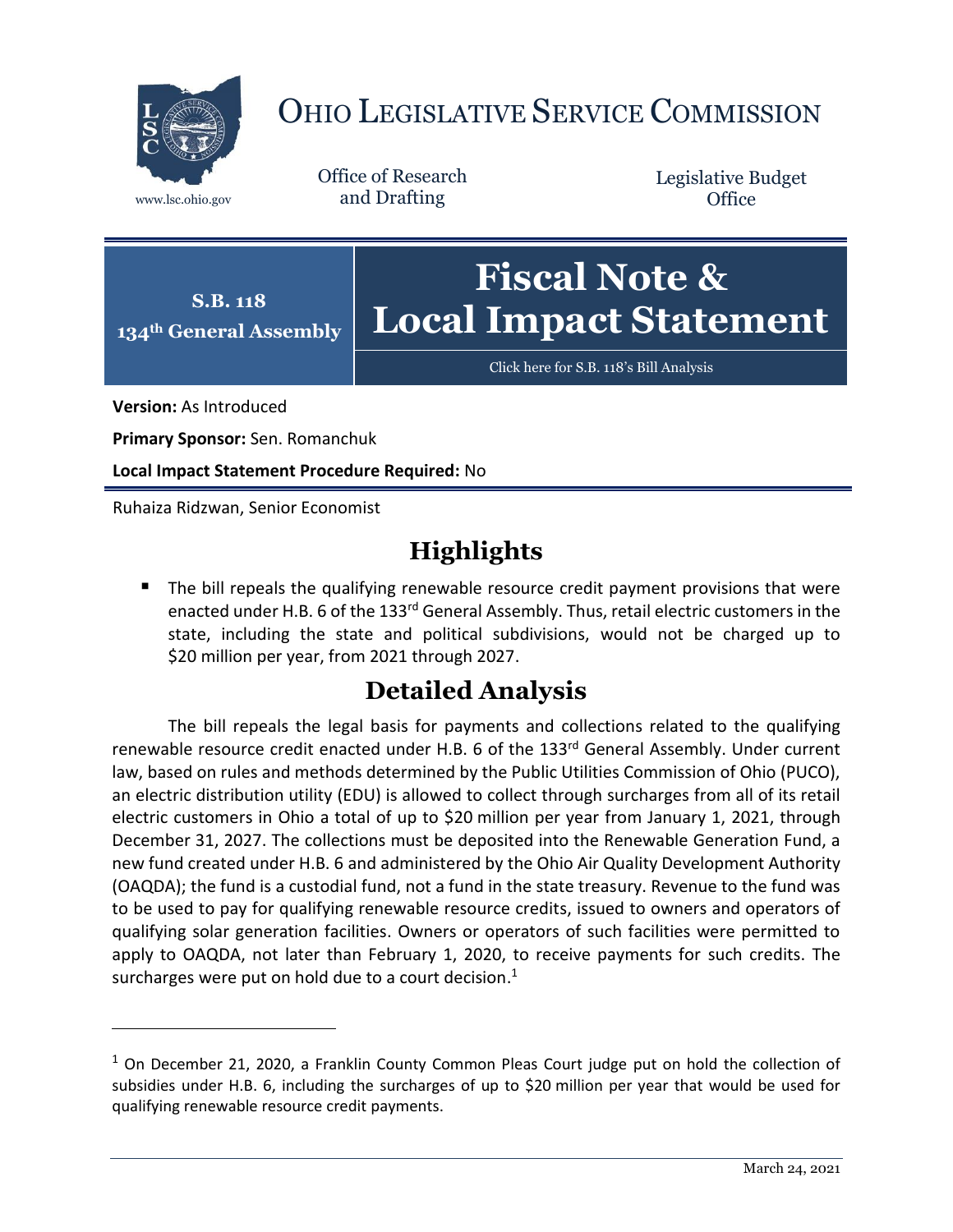# OHIO LEGISLATIVE SERVICE COMMISSION

www.lsc.ohio.gov

Office of Research and Drafting

Legislative Budget Office

**S.B. 118**
**134th General Assembly**

# Fiscal Note & Local Impact Statement

Click here for S.B. 118's Bill Analysis

**Version:** As Introduced

**Primary Sponsor:** Sen. Romanchuk

**Local Impact Statement Procedure Required:** No

Ruhaiza Ridzwan, Senior Economist

## Highlights

- The bill repeals the qualifying renewable resource credit payment provisions that were enacted under H.B. 6 of the 133rd General Assembly. Thus, retail electric customers in the state, including the state and political subdivisions, would not be charged up to $20 million per year, from 2021 through 2027.

## Detailed Analysis

The bill repeals the legal basis for payments and collections related to the qualifying renewable resource credit enacted under H.B. 6 of the 133rd General Assembly. Under current law, based on rules and methods determined by the Public Utilities Commission of Ohio (PUCO), an electric distribution utility (EDU) is allowed to collect through surcharges from all of its retail electric customers in Ohio a total of up to $20 million per year from January 1, 2021, through December 31, 2027. The collections must be deposited into the Renewable Generation Fund, a new fund created under H.B. 6 and administered by the Ohio Air Quality Development Authority (OAQDA); the fund is a custodial fund, not a fund in the state treasury. Revenue to the fund was to be used to pay for qualifying renewable resource credits, issued to owners and operators of qualifying solar generation facilities. Owners or operators of such facilities were permitted to apply to OAQDA, not later than February 1, 2020, to receive payments for such credits. The surcharges were put on hold due to a court decision.[1]

[1] On December 21, 2020, a Franklin County Common Pleas Court judge put on hold the collection of subsidies under H.B. 6, including the surcharges of up to $20 million per year that would be used for qualifying renewable resource credit payments.

March 24, 2021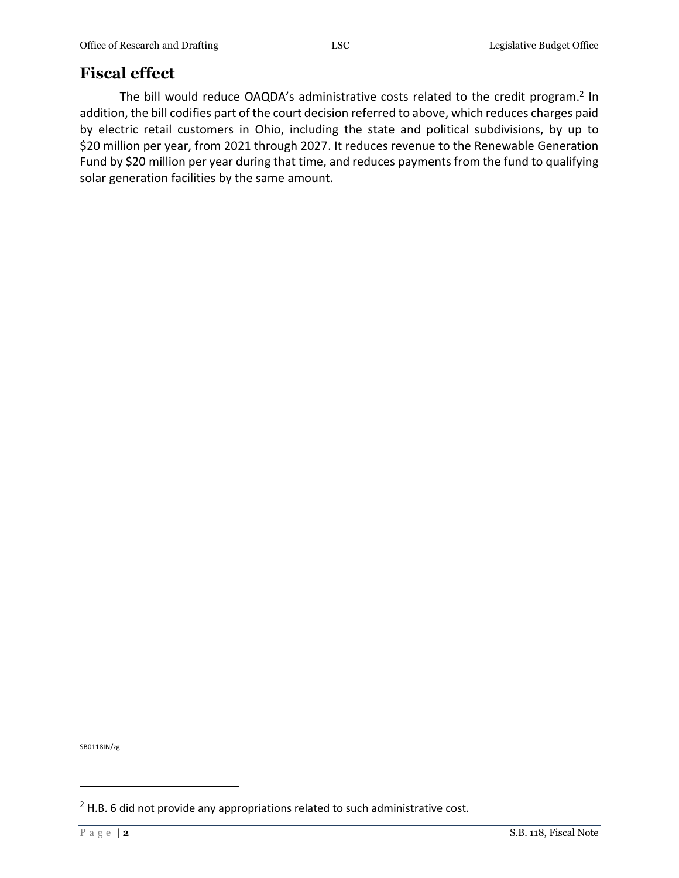## Fiscal effect

The bill would reduce OAQDA's administrative costs related to the credit program.[2] In addition, the bill codifies part of the court decision referred to above, which reduces charges paid by electric retail customers in Ohio, including the state and political subdivisions, by up to $20 million per year, from 2021 through 2027. It reduces revenue to the Renewable Generation Fund by $20 million per year during that time, and reduces payments from the fund to qualifying solar generation facilities by the same amount.

SB0118IN/zg

[2] H.B. 6 did not provide any appropriations related to such administrative cost.